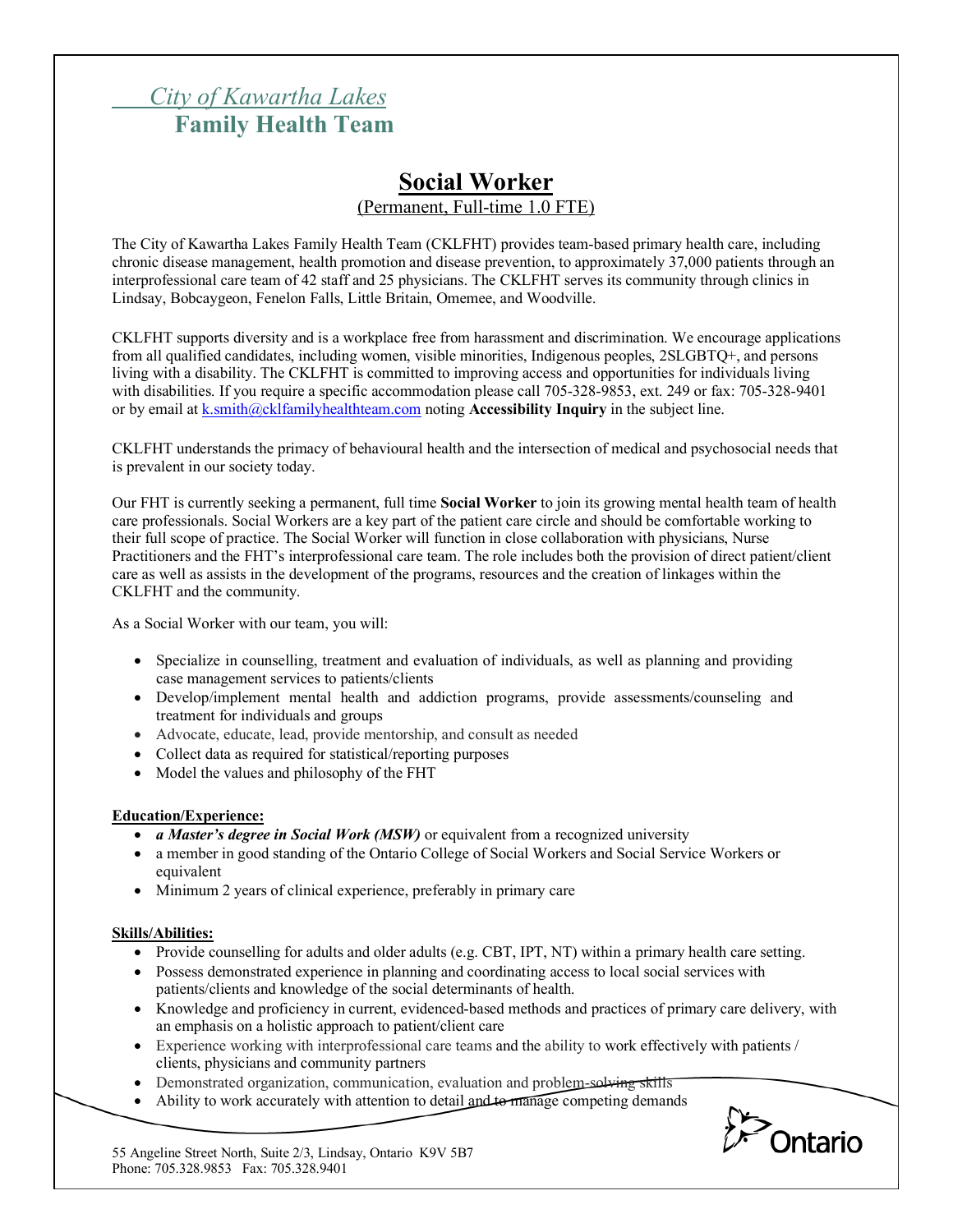*City of Kawartha Lakes*
**Family Health Team**

# Social Worker

(Permanent, Full-time 1.0 FTE)

The City of Kawartha Lakes Family Health Team (CKLFHT) provides team-based primary health care, including chronic disease management, health promotion and disease prevention, to approximately 37,000 patients through an interprofessional care team of 42 staff and 25 physicians. The CKLFHT serves its community through clinics in Lindsay, Bobcaygeon, Fenelon Falls, Little Britain, Omemee, and Woodville.

CKLFHT supports diversity and is a workplace free from harassment and discrimination. We encourage applications from all qualified candidates, including women, visible minorities, Indigenous peoples, 2SLGBTQ+, and persons living with a disability. The CKLFHT is committed to improving access and opportunities for individuals living with disabilities. If you require a specific accommodation please call 705-328-9853, ext. 249 or fax: 705-328-9401 or by email at k.smith@cklfamilyhealthteam.com noting **Accessibility Inquiry** in the subject line.

CKLFHT understands the primacy of behavioural health and the intersection of medical and psychosocial needs that is prevalent in our society today.

Our FHT is currently seeking a permanent, full time **Social Worker** to join its growing mental health team of health care professionals. Social Workers are a key part of the patient care circle and should be comfortable working to their full scope of practice. The Social Worker will function in close collaboration with physicians, Nurse Practitioners and the FHT's interprofessional care team. The role includes both the provision of direct patient/client care as well as assists in the development of the programs, resources and the creation of linkages within the CKLFHT and the community.

As a Social Worker with our team, you will:

- Specialize in counselling, treatment and evaluation of individuals, as well as planning and providing case management services to patients/clients
- Develop/implement mental health and addiction programs, provide assessments/counseling and treatment for individuals and groups
- Advocate, educate, lead, provide mentorship, and consult as needed
- Collect data as required for statistical/reporting purposes
- Model the values and philosophy of the FHT

**Education/Experience:**

- ***a Master's degree in Social Work (MSW)*** or equivalent from a recognized university
- a member in good standing of the Ontario College of Social Workers and Social Service Workers or equivalent
- Minimum 2 years of clinical experience, preferably in primary care

**Skills/Abilities:**

- Provide counselling for adults and older adults (e.g. CBT, IPT, NT) within a primary health care setting.
- Possess demonstrated experience in planning and coordinating access to local social services with patients/clients and knowledge of the social determinants of health.
- Knowledge and proficiency in current, evidenced-based methods and practices of primary care delivery, with an emphasis on a holistic approach to patient/client care
- Experience working with interprofessional care teams and the ability to work effectively with patients / clients, physicians and community partners
- Demonstrated organization, communication, evaluation and problem-solving skills
- Ability to work accurately with attention to detail and to manage competing demands

55 Angeline Street North, Suite 2/3, Lindsay, Ontario K9V 5B7
Phone: 705.328.9853 Fax: 705.328.9401

Ontario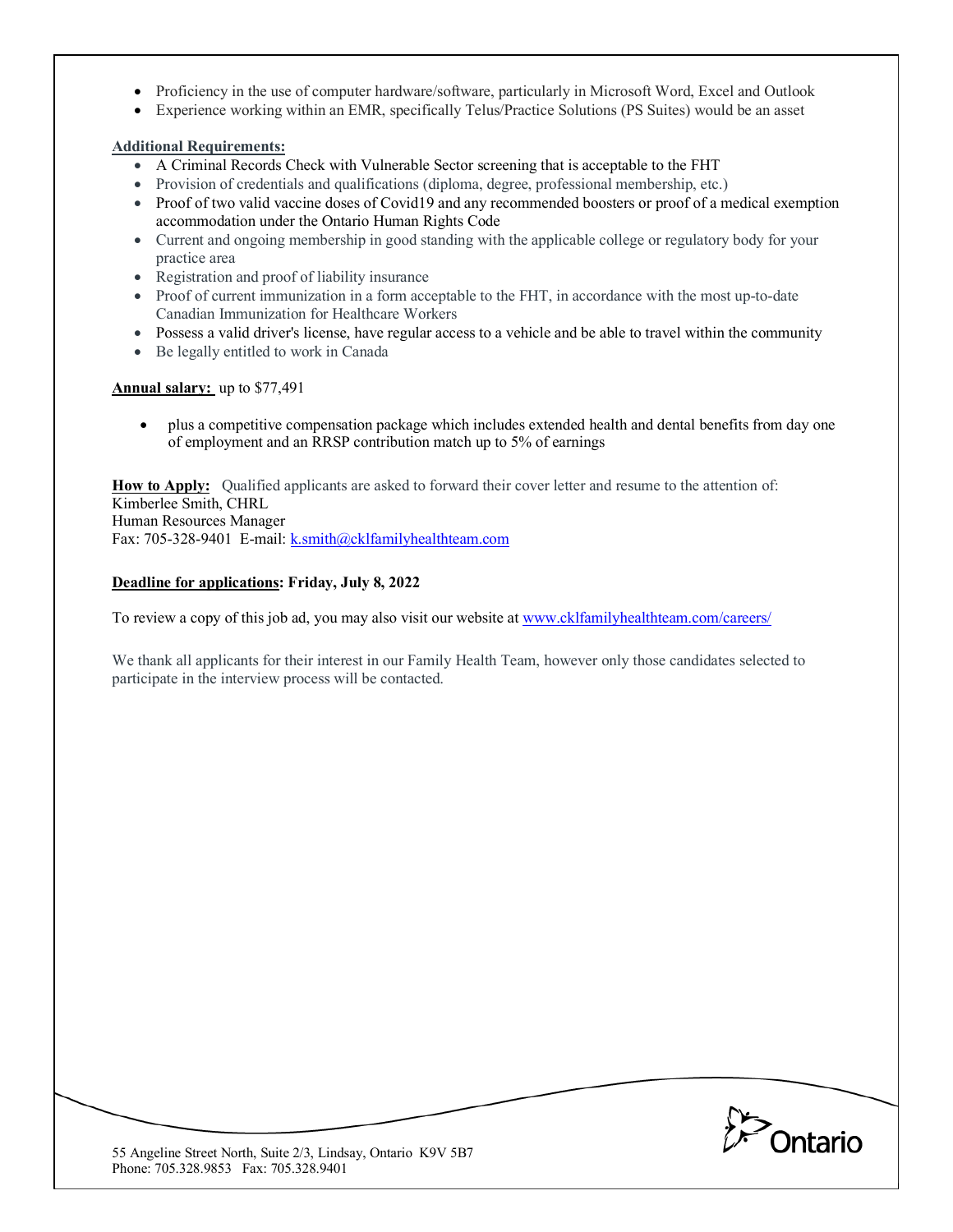- Proficiency in the use of computer hardware/software, particularly in Microsoft Word, Excel and Outlook
- Experience working within an EMR, specifically Telus/Practice Solutions (PS Suites) would be an asset

**Additional Requirements:**

- A Criminal Records Check with Vulnerable Sector screening that is acceptable to the FHT
- Provision of credentials and qualifications (diploma, degree, professional membership, etc.)
- Proof of two valid vaccine doses of Covid19 and any recommended boosters or proof of a medical exemption accommodation under the Ontario Human Rights Code
- Current and ongoing membership in good standing with the applicable college or regulatory body for your practice area
- Registration and proof of liability insurance
- Proof of current immunization in a form acceptable to the FHT, in accordance with the most up-to-date Canadian Immunization for Healthcare Workers
- Possess a valid driver's license, have regular access to a vehicle and be able to travel within the community
- Be legally entitled to work in Canada

**Annual salary:** up to $77,491

- plus a competitive compensation package which includes extended health and dental benefits from day one of employment and an RRSP contribution match up to 5% of earnings

**How to Apply:** Qualified applicants are asked to forward their cover letter and resume to the attention of:
Kimberlee Smith, CHRL
Human Resources Manager
Fax: 705-328-9401 E-mail: k.smith@cklfamilyhealthteam.com

**Deadline for applications: Friday, July 8, 2022**

To review a copy of this job ad, you may also visit our website at www.cklfamilyhealthteam.com/careers/

We thank all applicants for their interest in our Family Health Team, however only those candidates selected to participate in the interview process will be contacted.

55 Angeline Street North, Suite 2/3, Lindsay, Ontario K9V 5B7
Phone: 705.328.9853 Fax: 705.328.9401

Ontario